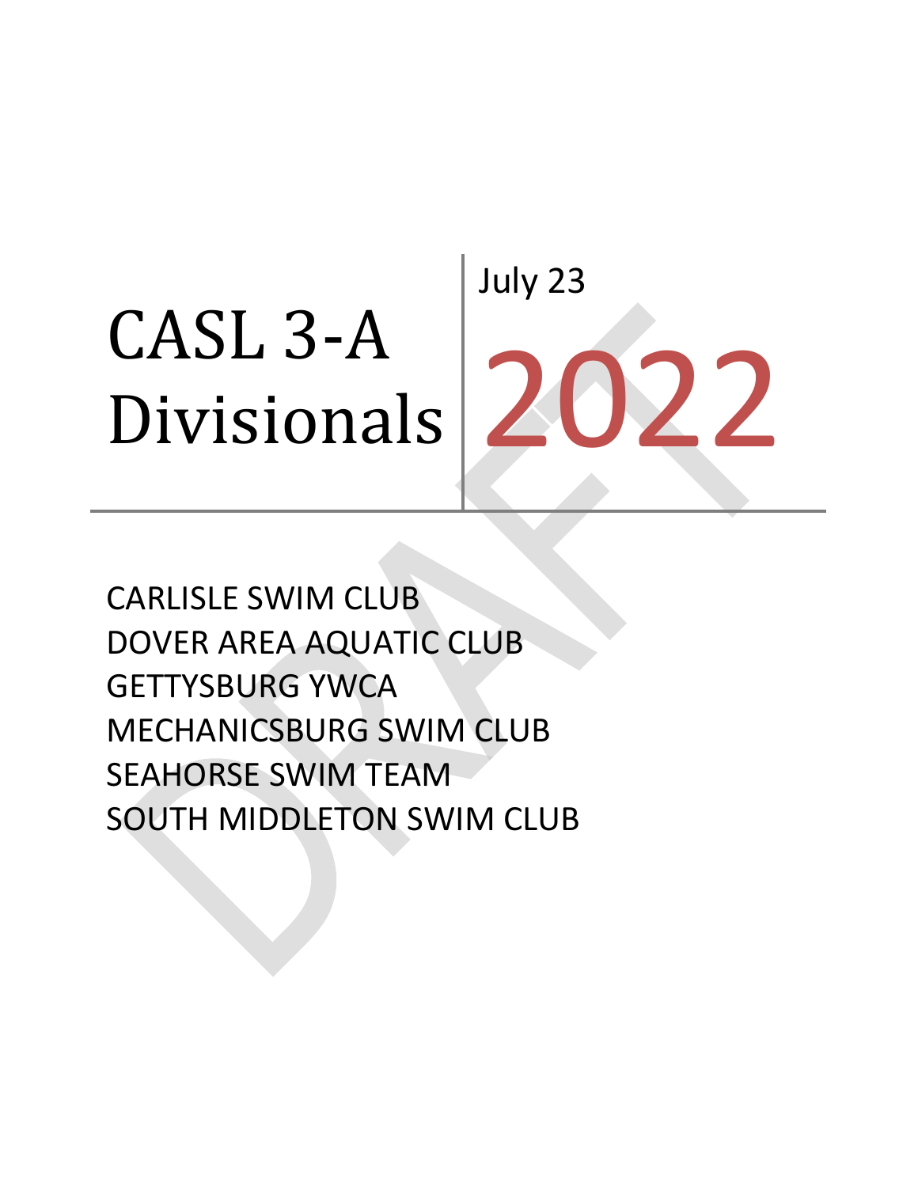# CASL 3-A Divisionals

July 23

2022

CARLISLE SWIM CLUB
DOVER AREA AQUATIC CLUB
GETTYSBURG YWCA
MECHANICSBURG SWIM CLUB
SEAHORSE SWIM TEAM
SOUTH MIDDLETON SWIM CLUB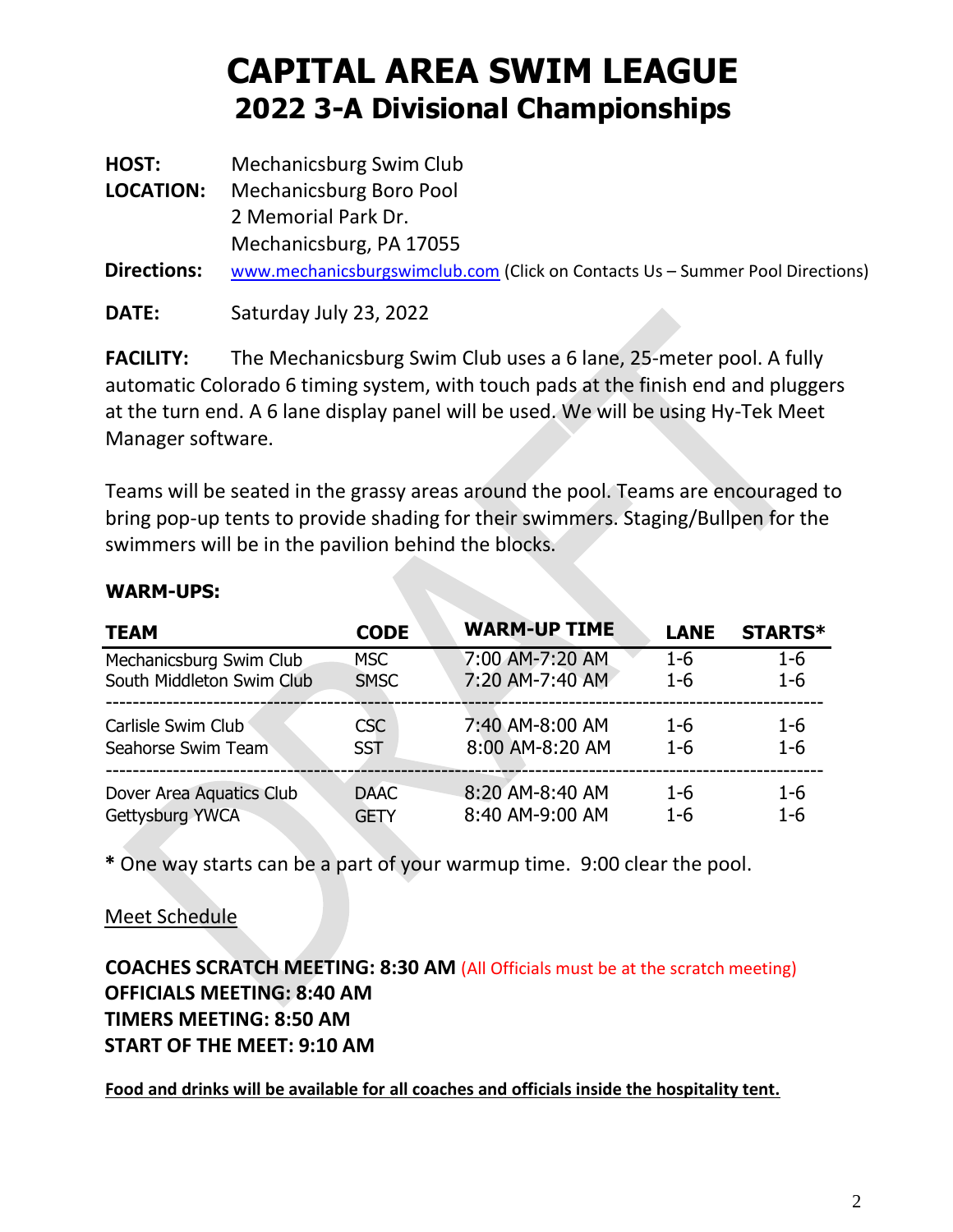# CAPITAL AREA SWIM LEAGUE
## 2022 3-A Divisional Championships

**HOST:** Mechanicsburg Swim Club
**LOCATION:** Mechanicsburg Boro Pool
2 Memorial Park Dr.
Mechanicsburg, PA 17055
**Directions:** www.mechanicsburgswimclub.com (Click on Contacts Us – Summer Pool Directions)

**DATE:** Saturday July 23, 2022

**FACILITY:** The Mechanicsburg Swim Club uses a 6 lane, 25-meter pool. A fully automatic Colorado 6 timing system, with touch pads at the finish end and pluggers at the turn end. A 6 lane display panel will be used. We will be using Hy-Tek Meet Manager software.

Teams will be seated in the grassy areas around the pool. Teams are encouraged to bring pop-up tents to provide shading for their swimmers. Staging/Bullpen for the swimmers will be in the pavilion behind the blocks.

**WARM-UPS:**

| TEAM | CODE | WARM-UP TIME | LANE | STARTS* |
|---|---|---|---|---|
| Mechanicsburg Swim Club | MSC | 7:00 AM-7:20 AM | 1-6 | 1-6 |
| South Middleton Swim Club | SMSC | 7:20 AM-7:40 AM | 1-6 | 1-6 |
| Carlisle Swim Club | CSC | 7:40 AM-8:00 AM | 1-6 | 1-6 |
| Seahorse Swim Team | SST | 8:00 AM-8:20 AM | 1-6 | 1-6 |
| Dover Area Aquatics Club | DAAC | 8:20 AM-8:40 AM | 1-6 | 1-6 |
| Gettysburg YWCA | GETY | 8:40 AM-9:00 AM | 1-6 | 1-6 |

**\*** One way starts can be a part of your warmup time. 9:00 clear the pool.

Meet Schedule

**COACHES SCRATCH MEETING: 8:30 AM** (All Officials must be at the scratch meeting)
**OFFICIALS MEETING: 8:40 AM**
**TIMERS MEETING: 8:50 AM**
**START OF THE MEET: 9:10 AM**

**Food and drinks will be available for all coaches and officials inside the hospitality tent.**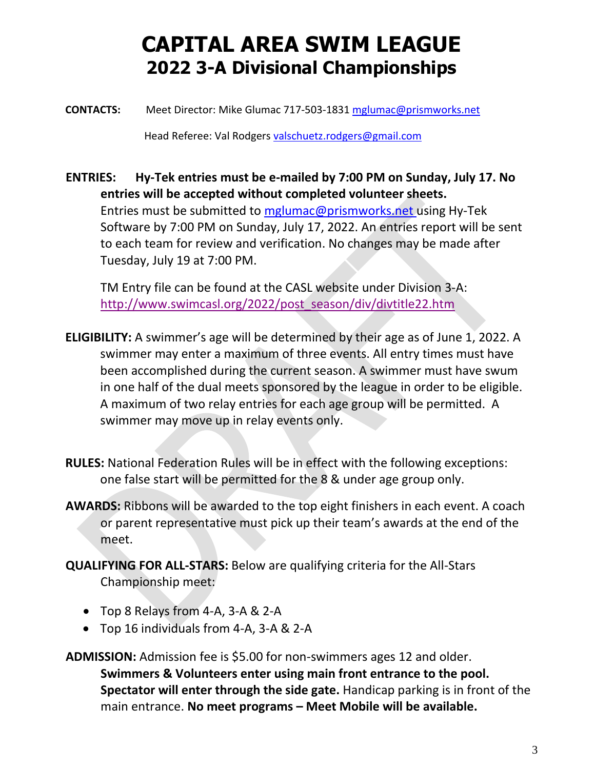# CAPITAL AREA SWIM LEAGUE
## 2022 3-A Divisional Championships

**CONTACTS:** Meet Director: Mike Glumac 717-503-1831 mglumac@prismworks.net

Head Referee: Val Rodgers valschuetz.rodgers@gmail.com

**ENTRIES: Hy-Tek entries must be e-mailed by 7:00 PM on Sunday, July 17. No entries will be accepted without completed volunteer sheets.** Entries must be submitted to mglumac@prismworks.net using Hy-Tek Software by 7:00 PM on Sunday, July 17, 2022. An entries report will be sent to each team for review and verification. No changes may be made after Tuesday, July 19 at 7:00 PM.

TM Entry file can be found at the CASL website under Division 3-A: http://www.swimcasl.org/2022/post_season/div/divtitle22.htm

**ELIGIBILITY:** A swimmer's age will be determined by their age as of June 1, 2022. A swimmer may enter a maximum of three events. All entry times must have been accomplished during the current season. A swimmer must have swum in one half of the dual meets sponsored by the league in order to be eligible. A maximum of two relay entries for each age group will be permitted. A swimmer may move up in relay events only.

**RULES:** National Federation Rules will be in effect with the following exceptions: one false start will be permitted for the 8 & under age group only.

**AWARDS:** Ribbons will be awarded to the top eight finishers in each event. A coach or parent representative must pick up their team's awards at the end of the meet.

**QUALIFYING FOR ALL-STARS:** Below are qualifying criteria for the All-Stars Championship meet:

- Top 8 Relays from 4-A, 3-A & 2-A
- Top 16 individuals from 4-A, 3-A & 2-A

**ADMISSION:** Admission fee is $5.00 for non-swimmers ages 12 and older. **Swimmers & Volunteers enter using main front entrance to the pool. Spectator will enter through the side gate.** Handicap parking is in front of the main entrance. **No meet programs – Meet Mobile will be available.**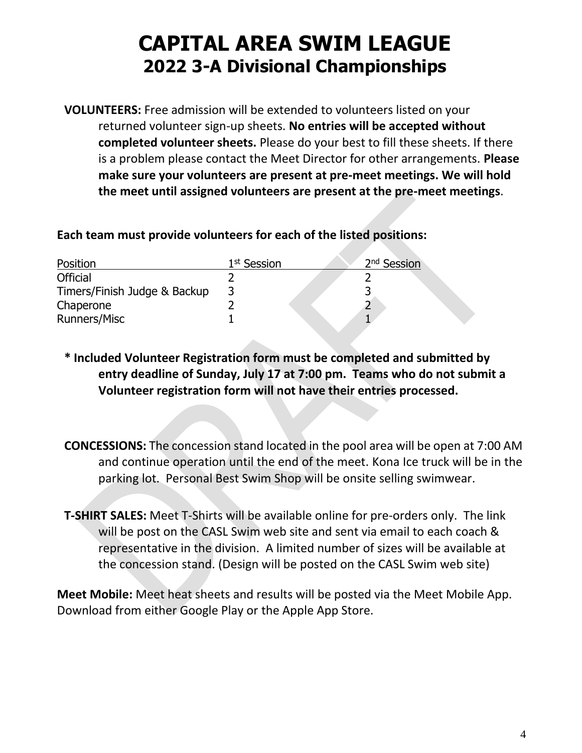# CAPITAL AREA SWIM LEAGUE
## 2022 3-A Divisional Championships

**VOLUNTEERS:** Free admission will be extended to volunteers listed on your returned volunteer sign-up sheets. **No entries will be accepted without completed volunteer sheets.** Please do your best to fill these sheets. If there is a problem please contact the Meet Director for other arrangements. **Please make sure your volunteers are present at pre-meet meetings. We will hold the meet until assigned volunteers are present at the pre-meet meetings**.

**Each team must provide volunteers for each of the listed positions:**

| Position | 1st Session | 2nd Session |
|---|---|---|
| Official | 2 | 2 |
| Timers/Finish Judge & Backup | 3 | 3 |
| Chaperone | 2 | 2 |
| Runners/Misc | 1 | 1 |

**\* Included Volunteer Registration form must be completed and submitted by entry deadline of Sunday, July 17 at 7:00 pm. Teams who do not submit a Volunteer registration form will not have their entries processed.**

**CONCESSIONS:** The concession stand located in the pool area will be open at 7:00 AM and continue operation until the end of the meet. Kona Ice truck will be in the parking lot. Personal Best Swim Shop will be onsite selling swimwear.

**T-SHIRT SALES:** Meet T-Shirts will be available online for pre-orders only. The link will be post on the CASL Swim web site and sent via email to each coach & representative in the division. A limited number of sizes will be available at the concession stand. (Design will be posted on the CASL Swim web site)

**Meet Mobile:** Meet heat sheets and results will be posted via the Meet Mobile App. Download from either Google Play or the Apple App Store.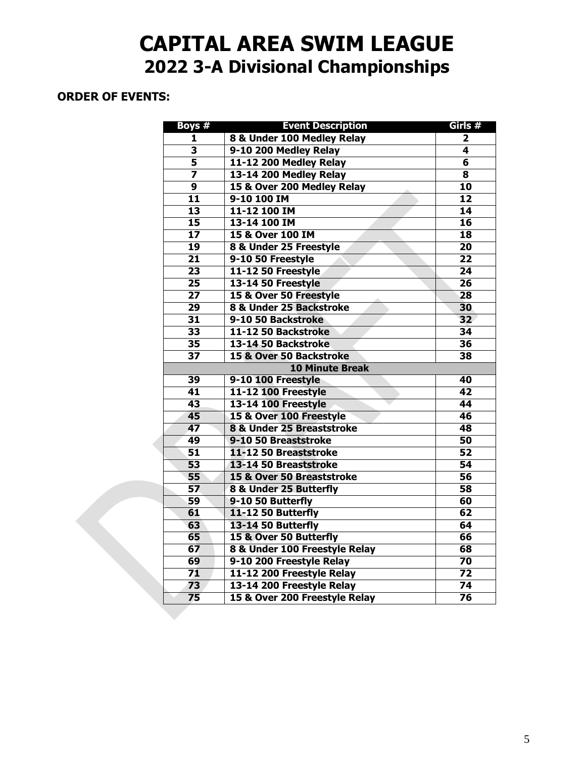# CAPITAL AREA SWIM LEAGUE

## 2022 3-A Divisional Championships

**ORDER OF EVENTS:**

| Boys # | Event Description | Girls # |
|---|---|---|
| 1 | 8 & Under 100 Medley Relay | 2 |
| 3 | 9-10 200 Medley Relay | 4 |
| 5 | 11-12 200 Medley Relay | 6 |
| 7 | 13-14 200 Medley Relay | 8 |
| 9 | 15 & Over 200 Medley Relay | 10 |
| 11 | 9-10 100 IM | 12 |
| 13 | 11-12 100 IM | 14 |
| 15 | 13-14 100 IM | 16 |
| 17 | 15 & Over 100 IM | 18 |
| 19 | 8 & Under 25 Freestyle | 20 |
| 21 | 9-10 50 Freestyle | 22 |
| 23 | 11-12 50 Freestyle | 24 |
| 25 | 13-14 50 Freestyle | 26 |
| 27 | 15 & Over 50 Freestyle | 28 |
| 29 | 8 & Under 25 Backstroke | 30 |
| 31 | 9-10 50 Backstroke | 32 |
| 33 | 11-12 50 Backstroke | 34 |
| 35 | 13-14 50 Backstroke | 36 |
| 37 | 15 & Over 50 Backstroke | 38 |
| | 10 Minute Break | |
| 39 | 9-10 100 Freestyle | 40 |
| 41 | 11-12 100 Freestyle | 42 |
| 43 | 13-14 100 Freestyle | 44 |
| 45 | 15 & Over 100 Freestyle | 46 |
| 47 | 8 & Under 25 Breaststroke | 48 |
| 49 | 9-10 50 Breaststroke | 50 |
| 51 | 11-12 50 Breaststroke | 52 |
| 53 | 13-14 50 Breaststroke | 54 |
| 55 | 15 & Over 50 Breaststroke | 56 |
| 57 | 8 & Under 25 Butterfly | 58 |
| 59 | 9-10 50 Butterfly | 60 |
| 61 | 11-12 50 Butterfly | 62 |
| 63 | 13-14 50 Butterfly | 64 |
| 65 | 15 & Over 50 Butterfly | 66 |
| 67 | 8 & Under 100 Freestyle Relay | 68 |
| 69 | 9-10 200 Freestyle Relay | 70 |
| 71 | 11-12 200 Freestyle Relay | 72 |
| 73 | 13-14 200 Freestyle Relay | 74 |
| 75 | 15 & Over 200 Freestyle Relay | 76 |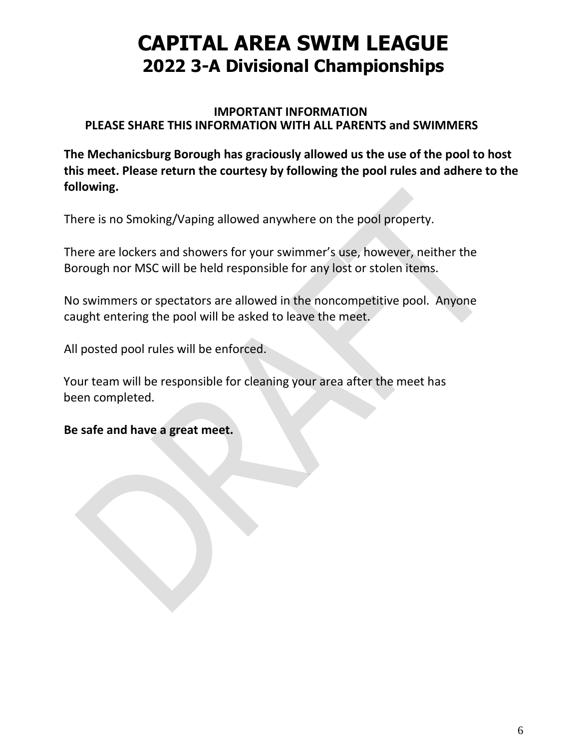# CAPITAL AREA SWIM LEAGUE
## 2022 3-A Divisional Championships

**IMPORTANT INFORMATION**
**PLEASE SHARE THIS INFORMATION WITH ALL PARENTS and SWIMMERS**

**The Mechanicsburg Borough has graciously allowed us the use of the pool to host this meet. Please return the courtesy by following the pool rules and adhere to the following.**

There is no Smoking/Vaping allowed anywhere on the pool property.

There are lockers and showers for your swimmer's use, however, neither the Borough nor MSC will be held responsible for any lost or stolen items.

No swimmers or spectators are allowed in the noncompetitive pool. Anyone caught entering the pool will be asked to leave the meet.

All posted pool rules will be enforced.

Your team will be responsible for cleaning your area after the meet has been completed.

**Be safe and have a great meet.**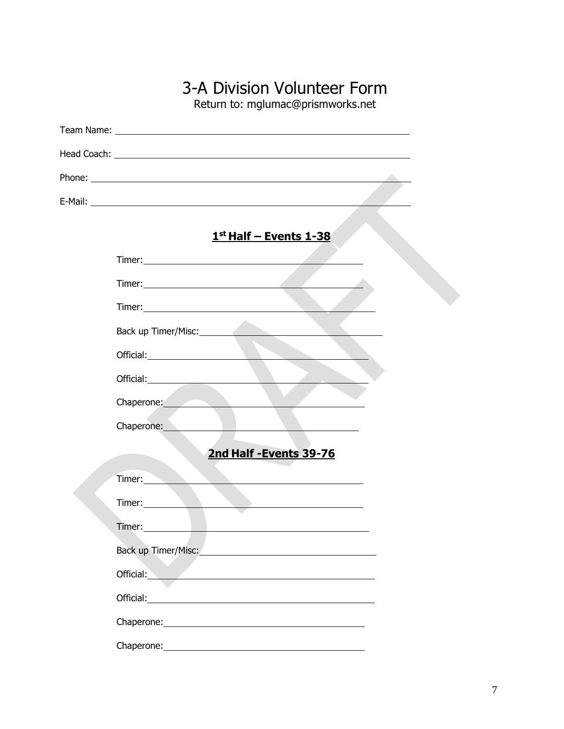# 3-A Division Volunteer Form

Return to: mglumac@prismworks.net

Team Name: ____________________________________________

Head Coach: ____________________________________________

Phone: ____________________________________________

E-Mail: ____________________________________________

## 1st Half – Events 1-38

Timer: ____________________________________

Timer: ____________________________________

Timer: ____________________________________

Back up Timer/Misc: ____________________________

Official: ____________________________________

Official: ____________________________________

Chaperone: __________________________________

Chaperone: __________________________________

## 2nd Half -Events 39-76

Timer: ____________________________________

Timer: ____________________________________

Timer: ____________________________________

Back up Timer/Misc: ____________________________

Official: ____________________________________

Official: ____________________________________

Chaperone: __________________________________

Chaperone: __________________________________

DRAFT